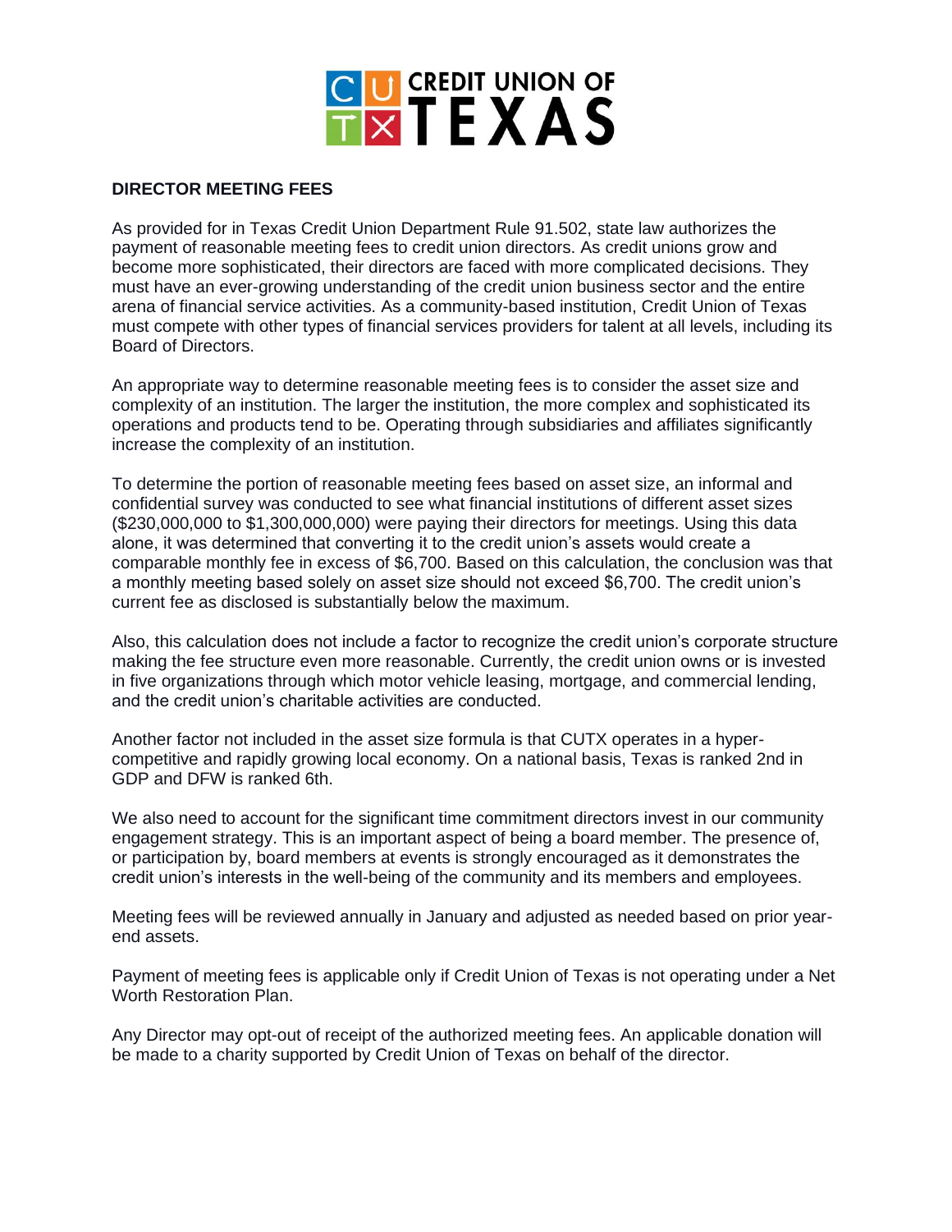CREDIT UNION OF TEXAS

**DIRECTOR MEETING FEES**

As provided for in Texas Credit Union Department Rule 91.502, state law authorizes the payment of reasonable meeting fees to credit union directors. As credit unions grow and become more sophisticated, their directors are faced with more complicated decisions. They must have an ever-growing understanding of the credit union business sector and the entire arena of financial service activities. As a community-based institution, Credit Union of Texas must compete with other types of financial services providers for talent at all levels, including its Board of Directors.

An appropriate way to determine reasonable meeting fees is to consider the asset size and complexity of an institution. The larger the institution, the more complex and sophisticated its operations and products tend to be. Operating through subsidiaries and affiliates significantly increase the complexity of an institution.

To determine the portion of reasonable meeting fees based on asset size, an informal and confidential survey was conducted to see what financial institutions of different asset sizes ($230,000,000 to $1,300,000,000) were paying their directors for meetings. Using this data alone, it was determined that converting it to the credit union's assets would create a comparable monthly fee in excess of $6,700. Based on this calculation, the conclusion was that a monthly meeting based solely on asset size should not exceed $6,700. The credit union's current fee as disclosed is substantially below the maximum.

Also, this calculation does not include a factor to recognize the credit union's corporate structure making the fee structure even more reasonable. Currently, the credit union owns or is invested in five organizations through which motor vehicle leasing, mortgage, and commercial lending, and the credit union's charitable activities are conducted.

Another factor not included in the asset size formula is that CUTX operates in a hyper-competitive and rapidly growing local economy. On a national basis, Texas is ranked 2nd in GDP and DFW is ranked 6th.

We also need to account for the significant time commitment directors invest in our community engagement strategy. This is an important aspect of being a board member. The presence of, or participation by, board members at events is strongly encouraged as it demonstrates the credit union's interests in the well-being of the community and its members and employees.

Meeting fees will be reviewed annually in January and adjusted as needed based on prior year-end assets.

Payment of meeting fees is applicable only if Credit Union of Texas is not operating under a Net Worth Restoration Plan.

Any Director may opt-out of receipt of the authorized meeting fees. An applicable donation will be made to a charity supported by Credit Union of Texas on behalf of the director.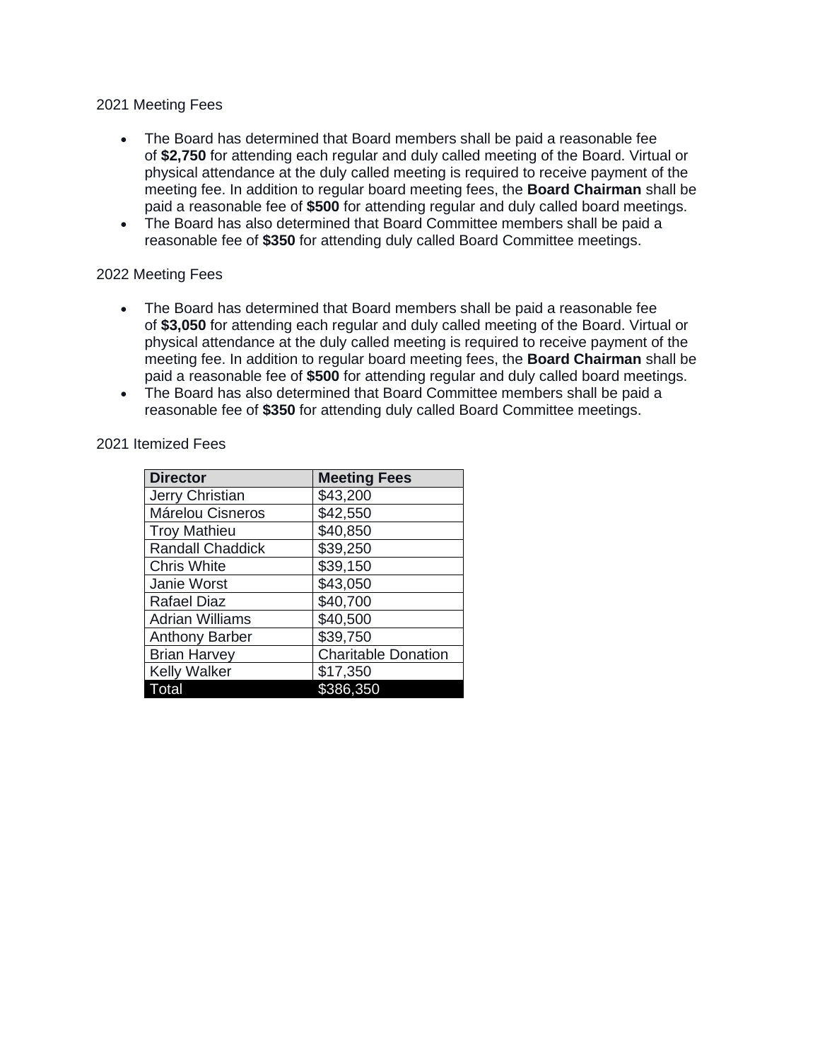2021 Meeting Fees

- The Board has determined that Board members shall be paid a reasonable fee of **$2,750** for attending each regular and duly called meeting of the Board. Virtual or physical attendance at the duly called meeting is required to receive payment of the meeting fee. In addition to regular board meeting fees, the **Board Chairman** shall be paid a reasonable fee of **$500** for attending regular and duly called board meetings.
- The Board has also determined that Board Committee members shall be paid a reasonable fee of **$350** for attending duly called Board Committee meetings.

2022 Meeting Fees

- The Board has determined that Board members shall be paid a reasonable fee of **$3,050** for attending each regular and duly called meeting of the Board. Virtual or physical attendance at the duly called meeting is required to receive payment of the meeting fee. In addition to regular board meeting fees, the **Board Chairman** shall be paid a reasonable fee of **$500** for attending regular and duly called board meetings.
- The Board has also determined that Board Committee members shall be paid a reasonable fee of **$350** for attending duly called Board Committee meetings.

2021 Itemized Fees

| Director | Meeting Fees |
|---|---|
| Jerry Christian | $43,200 |
| Márelou Cisneros | $42,550 |
| Troy Mathieu | $40,850 |
| Randall Chaddick | $39,250 |
| Chris White | $39,150 |
| Janie Worst | $43,050 |
| Rafael Diaz | $40,700 |
| Adrian Williams | $40,500 |
| Anthony Barber | $39,750 |
| Brian Harvey | Charitable Donation |
| Kelly Walker | $17,350 |
| Total | $386,350 |